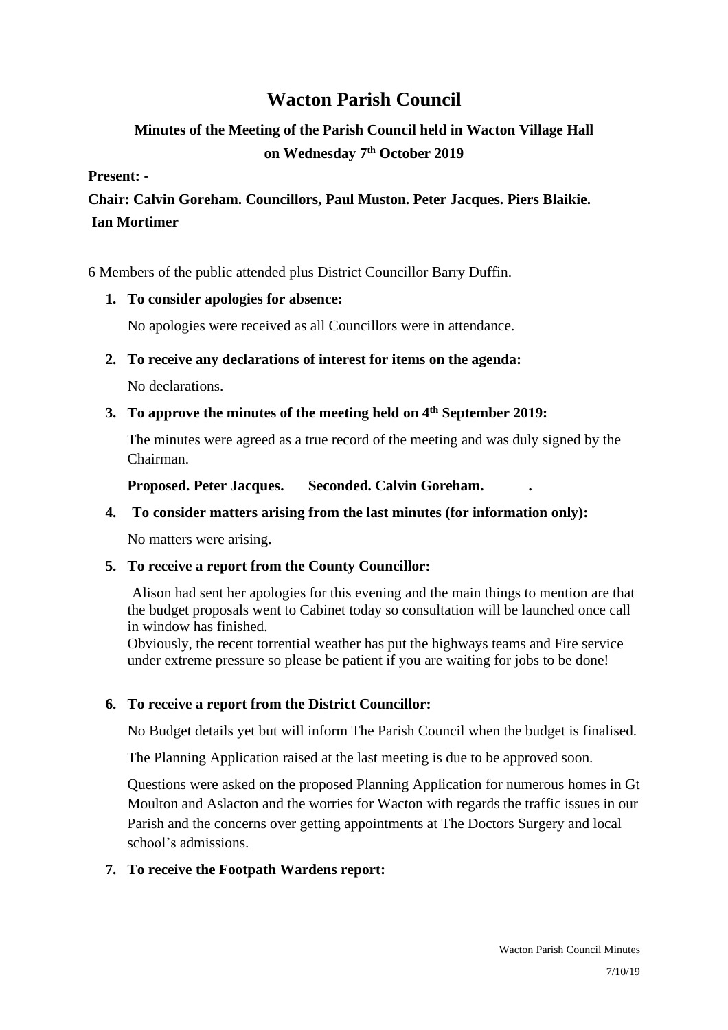# Wacton Parish Council

## Minutes of the Meeting of the Parish Council held in Wacton Village Hall on Wednesday 7th October 2019

**Present: -**

**Chair: Calvin Goreham. Councillors, Paul Muston. Peter Jacques. Piers Blaikie. Ian Mortimer**

6 Members of the public attended plus District Councillor Barry Duffin.

1. **To consider apologies for absence:**

   No apologies were received as all Councillors were in attendance.

2. **To receive any declarations of interest for items on the agenda:**

   No declarations.

3. **To approve the minutes of the meeting held on 4th September 2019:**

   The minutes were agreed as a true record of the meeting and was duly signed by the Chairman.

   **Proposed. Peter Jacques. Seconded. Calvin Goreham. .**

4. **To consider matters arising from the last minutes (for information only):**

   No matters were arising.

5. **To receive a report from the County Councillor:**

   Alison had sent her apologies for this evening and the main things to mention are that the budget proposals went to Cabinet today so consultation will be launched once call in window has finished.
   Obviously, the recent torrential weather has put the highways teams and Fire service under extreme pressure so please be patient if you are waiting for jobs to be done!

6. **To receive a report from the District Councillor:**

   No Budget details yet but will inform The Parish Council when the budget is finalised.

   The Planning Application raised at the last meeting is due to be approved soon.

   Questions were asked on the proposed Planning Application for numerous homes in Gt Moulton and Aslacton and the worries for Wacton with regards the traffic issues in our Parish and the concerns over getting appointments at The Doctors Surgery and local school's admissions.

7. **To receive the Footpath Wardens report:**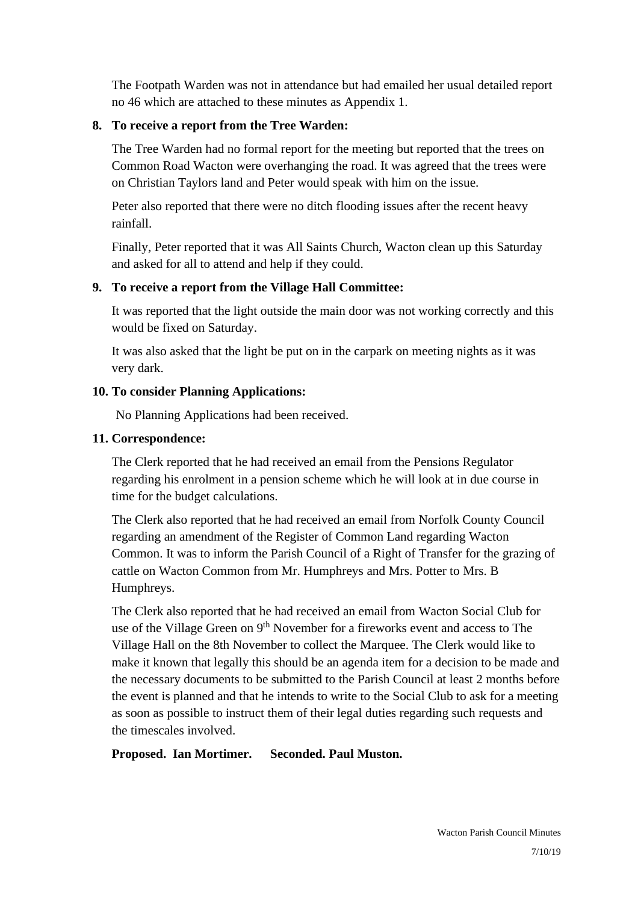The Footpath Warden was not in attendance but had emailed her usual detailed report no 46 which are attached to these minutes as Appendix 1.

**8. To receive a report from the Tree Warden:**

The Tree Warden had no formal report for the meeting but reported that the trees on Common Road Wacton were overhanging the road. It was agreed that the trees were on Christian Taylors land and Peter would speak with him on the issue.

Peter also reported that there were no ditch flooding issues after the recent heavy rainfall.

Finally, Peter reported that it was All Saints Church, Wacton clean up this Saturday and asked for all to attend and help if they could.

**9. To receive a report from the Village Hall Committee:**

It was reported that the light outside the main door was not working correctly and this would be fixed on Saturday.

It was also asked that the light be put on in the carpark on meeting nights as it was very dark.

**10. To consider Planning Applications:**

No Planning Applications had been received.

**11. Correspondence:**

The Clerk reported that he had received an email from the Pensions Regulator regarding his enrolment in a pension scheme which he will look at in due course in time for the budget calculations.

The Clerk also reported that he had received an email from Norfolk County Council regarding an amendment of the Register of Common Land regarding Wacton Common. It was to inform the Parish Council of a Right of Transfer for the grazing of cattle on Wacton Common from Mr. Humphreys and Mrs. Potter to Mrs. B Humphreys.

The Clerk also reported that he had received an email from Wacton Social Club for use of the Village Green on 9th November for a fireworks event and access to The Village Hall on the 8th November to collect the Marquee. The Clerk would like to make it known that legally this should be an agenda item for a decision to be made and the necessary documents to be submitted to the Parish Council at least 2 months before the event is planned and that he intends to write to the Social Club to ask for a meeting as soon as possible to instruct them of their legal duties regarding such requests and the timescales involved.

**Proposed. Ian Mortimer.     Seconded. Paul Muston.**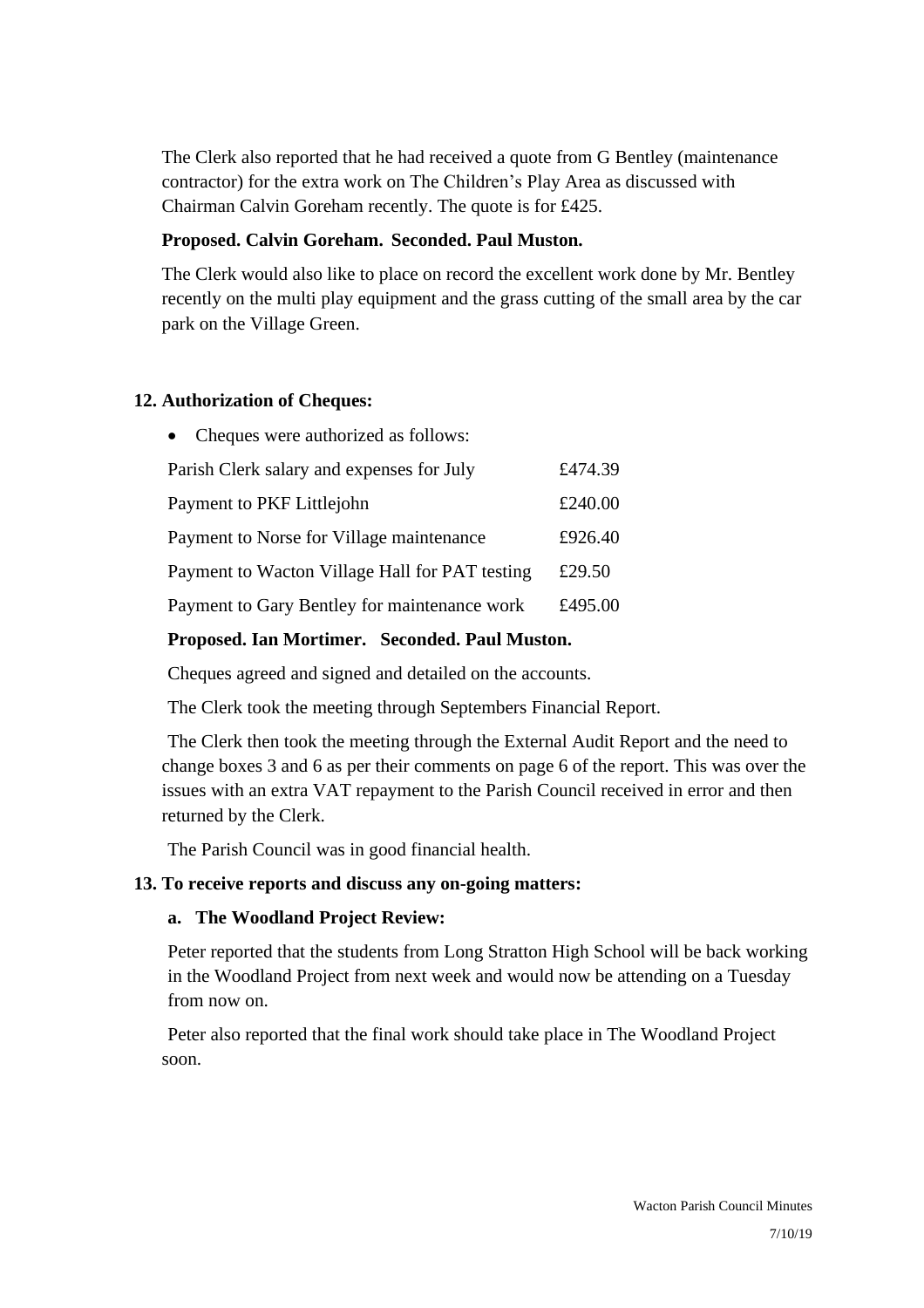The Clerk also reported that he had received a quote from G Bentley (maintenance contractor) for the extra work on The Children's Play Area as discussed with Chairman Calvin Goreham recently. The quote is for £425.

**Proposed. Calvin Goreham. Seconded. Paul Muston.**

The Clerk would also like to place on record the excellent work done by Mr. Bentley recently on the multi play equipment and the grass cutting of the small area by the car park on the Village Green.

## 12. Authorization of Cheques:

- Cheques were authorized as follows:

| | |
|---|---|
| Parish Clerk salary and expenses for July | £474.39 |
| Payment to PKF Littlejohn | £240.00 |
| Payment to Norse for Village maintenance | £926.40 |
| Payment to Wacton Village Hall for PAT testing | £29.50 |
| Payment to Gary Bentley for maintenance work | £495.00 |

**Proposed. Ian Mortimer. Seconded. Paul Muston.**

Cheques agreed and signed and detailed on the accounts.

The Clerk took the meeting through Septembers Financial Report.

The Clerk then took the meeting through the External Audit Report and the need to change boxes 3 and 6 as per their comments on page 6 of the report. This was over the issues with an extra VAT repayment to the Parish Council received in error and then returned by the Clerk.

The Parish Council was in good financial health.

## 13. To receive reports and discuss any on-going matters:

### a. The Woodland Project Review:

Peter reported that the students from Long Stratton High School will be back working in the Woodland Project from next week and would now be attending on a Tuesday from now on.

Peter also reported that the final work should take place in The Woodland Project soon.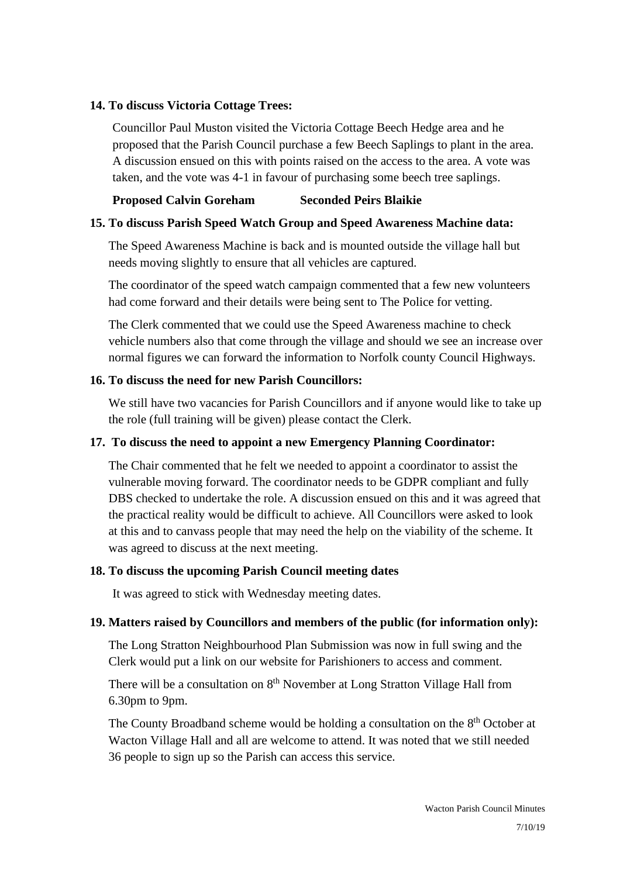**14. To discuss Victoria Cottage Trees:**

Councillor Paul Muston visited the Victoria Cottage Beech Hedge area and he proposed that the Parish Council purchase a few Beech Saplings to plant in the area. A discussion ensued on this with points raised on the access to the area. A vote was taken, and the vote was 4-1 in favour of purchasing some beech tree saplings.

**Proposed Calvin Goreham Seconded Peirs Blaikie**

**15. To discuss Parish Speed Watch Group and Speed Awareness Machine data:**

The Speed Awareness Machine is back and is mounted outside the village hall but needs moving slightly to ensure that all vehicles are captured.

The coordinator of the speed watch campaign commented that a few new volunteers had come forward and their details were being sent to The Police for vetting.

The Clerk commented that we could use the Speed Awareness machine to check vehicle numbers also that come through the village and should we see an increase over normal figures we can forward the information to Norfolk county Council Highways.

**16. To discuss the need for new Parish Councillors:**

We still have two vacancies for Parish Councillors and if anyone would like to take up the role (full training will be given) please contact the Clerk.

**17. To discuss the need to appoint a new Emergency Planning Coordinator:**

The Chair commented that he felt we needed to appoint a coordinator to assist the vulnerable moving forward. The coordinator needs to be GDPR compliant and fully DBS checked to undertake the role. A discussion ensued on this and it was agreed that the practical reality would be difficult to achieve. All Councillors were asked to look at this and to canvass people that may need the help on the viability of the scheme. It was agreed to discuss at the next meeting.

**18. To discuss the upcoming Parish Council meeting dates**

It was agreed to stick with Wednesday meeting dates.

**19. Matters raised by Councillors and members of the public (for information only):**

The Long Stratton Neighbourhood Plan Submission was now in full swing and the Clerk would put a link on our website for Parishioners to access and comment.

There will be a consultation on 8th November at Long Stratton Village Hall from 6.30pm to 9pm.

The County Broadband scheme would be holding a consultation on the 8th October at Wacton Village Hall and all are welcome to attend. It was noted that we still needed 36 people to sign up so the Parish can access this service.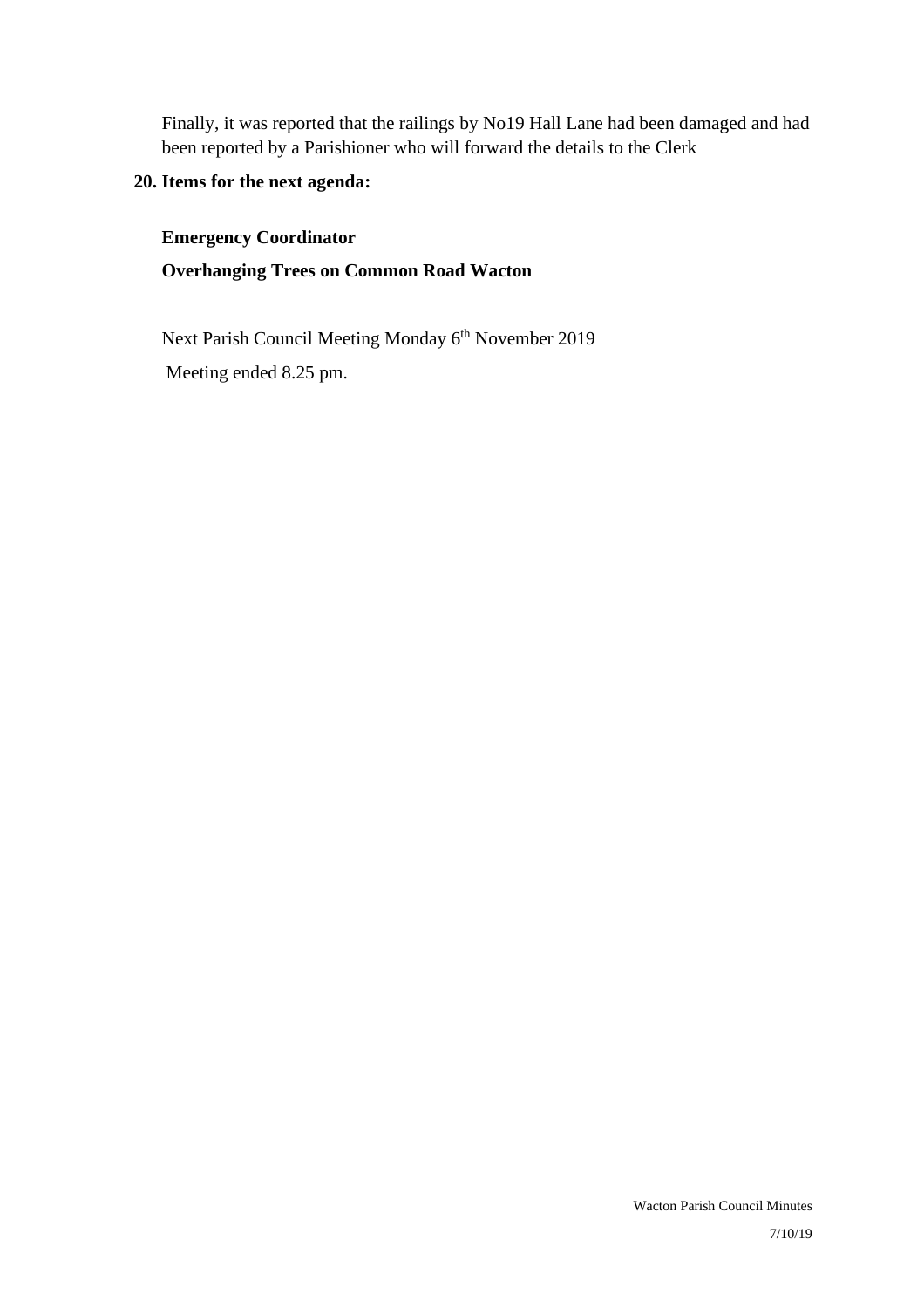Finally, it was reported that the railings by No19 Hall Lane had been damaged and had been reported by a Parishioner who will forward the details to the Clerk

**20. Items for the next agenda:**

**Emergency Coordinator**

**Overhanging Trees on Common Road Wacton**

Next Parish Council Meeting Monday 6th November 2019

Meeting ended 8.25 pm.